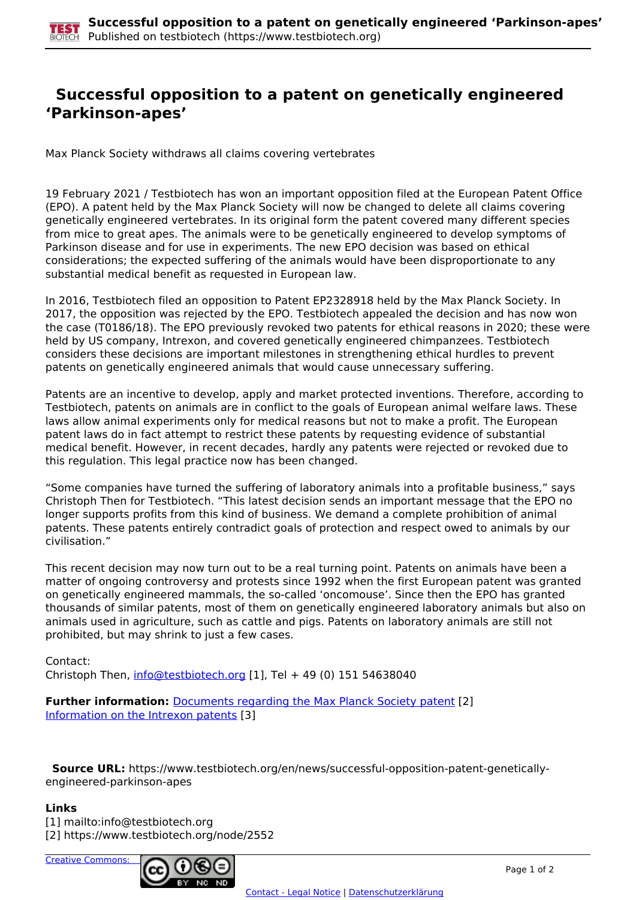# Successful opposition to a patent on genetically engineered ‘Parkinson-apes’

Max Planck Society withdraws all claims covering vertebrates

19 February 2021 / Testbiotech has won an important opposition filed at the European Patent Office (EPO). A patent held by the Max Planck Society will now be changed to delete all claims covering genetically engineered vertebrates. In its original form the patent covered many different species from mice to great apes. The animals were to be genetically engineered to develop symptoms of Parkinson disease and for use in experiments. The new EPO decision was based on ethical considerations; the expected suffering of the animals would have been disproportionate to any substantial medical benefit as requested in European law.

In 2016, Testbiotech filed an opposition to Patent EP2328918 held by the Max Planck Society. In 2017, the opposition was rejected by the EPO. Testbiotech appealed the decision and has now won the case (T0186/18). The EPO previously revoked two patents for ethical reasons in 2020; these were held by US company, Intrexon, and covered genetically engineered chimpanzees. Testbiotech considers these decisions are important milestones in strengthening ethical hurdles to prevent patents on genetically engineered animals that would cause unnecessary suffering.

Patents are an incentive to develop, apply and market protected inventions. Therefore, according to Testbiotech, patents on animals are in conflict to the goals of European animal welfare laws. These laws allow animal experiments only for medical reasons but not to make a profit. The European patent laws do in fact attempt to restrict these patents by requesting evidence of substantial medical benefit. However, in recent decades, hardly any patents were rejected or revoked due to this regulation. This legal practice now has been changed.

“Some companies have turned the suffering of laboratory animals into a profitable business,” says Christoph Then for Testbiotech. “This latest decision sends an important message that the EPO no longer supports profits from this kind of business. We demand a complete prohibition of animal patents. These patents entirely contradict goals of protection and respect owed to animals by our civilisation.”

This recent decision may now turn out to be a real turning point. Patents on animals have been a matter of ongoing controversy and protests since 1992 when the first European patent was granted on genetically engineered mammals, the so-called ‘oncomouse’. Since then the EPO has granted thousands of similar patents, most of them on genetically engineered laboratory animals but also on animals used in agriculture, such as cattle and pigs. Patents on laboratory animals are still not prohibited, but may shrink to just a few cases.

Contact:
Christoph Then, info@testbiotech.org [1], Tel + 49 (0) 151 54638040

**Further information:** Documents regarding the Max Planck Society patent [2]
Information on the Intrexon patents [3]

**Source URL:** https://www.testbiotech.org/en/news/successful-opposition-patent-genetically-engineered-parkinson-apes

**Links**
[1] mailto:info@testbiotech.org
[2] https://www.testbiotech.org/node/2552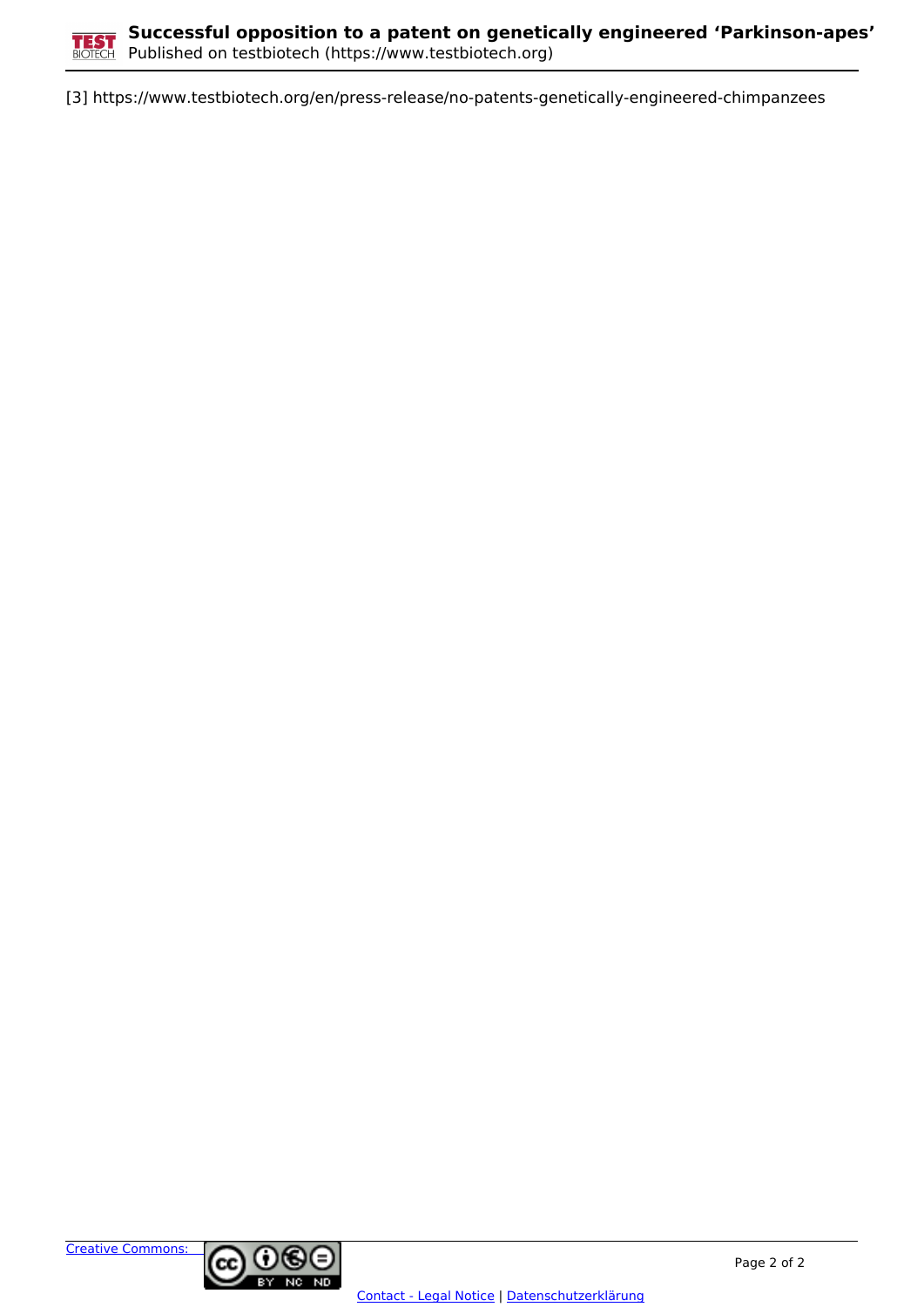[3] https://www.testbiotech.org/en/press-release/no-patents-genetically-engineered-chimpanzees